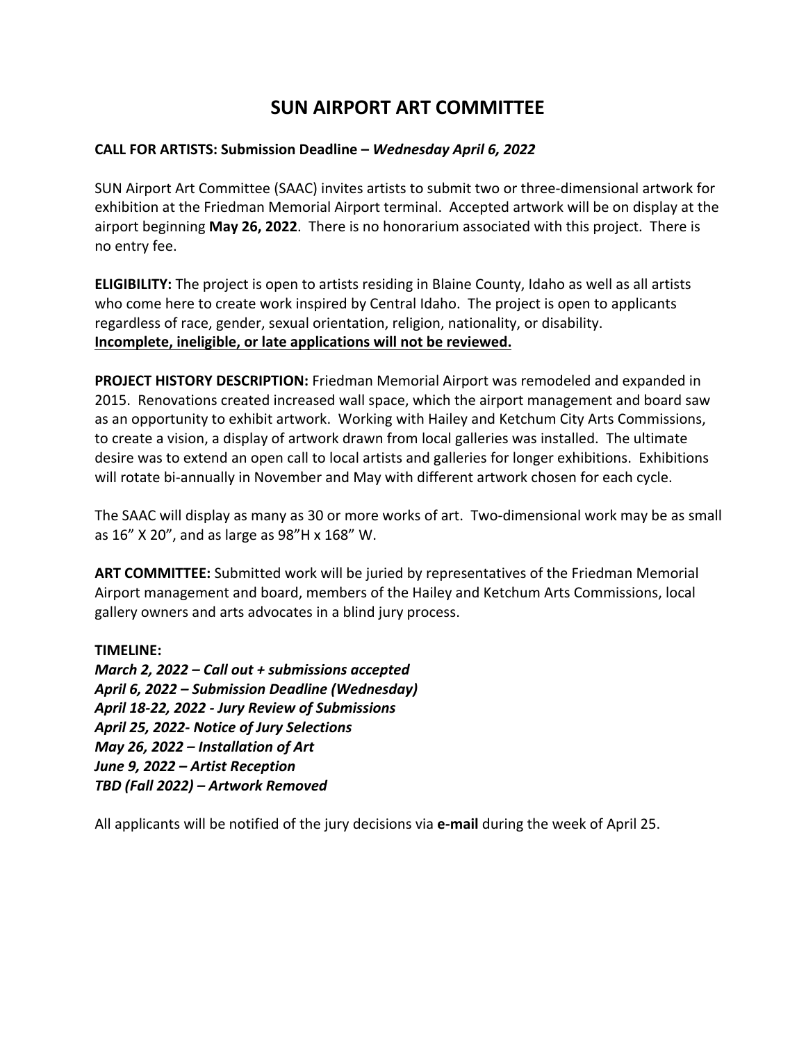# SUN AIRPORT ART COMMITTEE

**CALL FOR ARTISTS: Submission Deadline – *Wednesday April 6, 2022***

SUN Airport Art Committee (SAAC) invites artists to submit two or three-dimensional artwork for exhibition at the Friedman Memorial Airport terminal. Accepted artwork will be on display at the airport beginning **May 26, 2022**. There is no honorarium associated with this project. There is no entry fee.

**ELIGIBILITY:** The project is open to artists residing in Blaine County, Idaho as well as all artists who come here to create work inspired by Central Idaho. The project is open to applicants regardless of race, gender, sexual orientation, religion, nationality, or disability.
<u>**Incomplete, ineligible, or late applications will not be reviewed.**</u>

**PROJECT HISTORY DESCRIPTION:** Friedman Memorial Airport was remodeled and expanded in 2015. Renovations created increased wall space, which the airport management and board saw as an opportunity to exhibit artwork. Working with Hailey and Ketchum City Arts Commissions, to create a vision, a display of artwork drawn from local galleries was installed. The ultimate desire was to extend an open call to local artists and galleries for longer exhibitions. Exhibitions will rotate bi-annually in November and May with different artwork chosen for each cycle.

The SAAC will display as many as 30 or more works of art. Two-dimensional work may be as small as 16" X 20", and as large as 98"H x 168" W.

**ART COMMITTEE:** Submitted work will be juried by representatives of the Friedman Memorial Airport management and board, members of the Hailey and Ketchum Arts Commissions, local gallery owners and arts advocates in a blind jury process.

**TIMELINE:**
***March 2, 2022 – Call out + submissions accepted***
***April 6, 2022 – Submission Deadline (Wednesday)***
***April 18-22, 2022 - Jury Review of Submissions***
***April 25, 2022- Notice of Jury Selections***
***May 26, 2022 – Installation of Art***
***June 9, 2022 – Artist Reception***
***TBD (Fall 2022) – Artwork Removed***

All applicants will be notified of the jury decisions via **e-mail** during the week of April 25.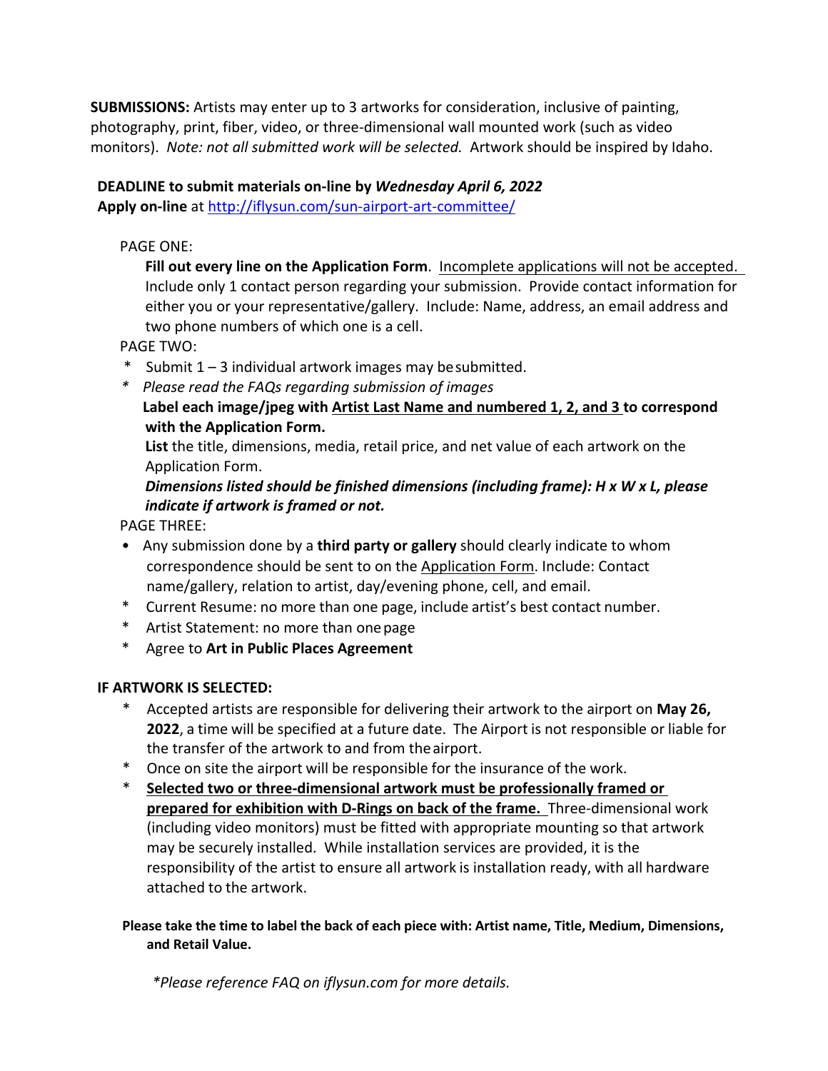**SUBMISSIONS:** Artists may enter up to 3 artworks for consideration, inclusive of painting, photography, print, fiber, video, or three-dimensional wall mounted work (such as video monitors). *Note: not all submitted work will be selected.* Artwork should be inspired by Idaho.

**DEADLINE to submit materials on-line by *Wednesday April 6, 2022***
**Apply on-line** at http://iflysun.com/sun-airport-art-committee/

PAGE ONE:

**Fill out every line on the Application Form**. Incomplete applications will not be accepted. Include only 1 contact person regarding your submission. Provide contact information for either you or your representative/gallery. Include: Name, address, an email address and two phone numbers of which one is a cell.

PAGE TWO:

- Submit 1 – 3 individual artwork images may be submitted.
- *Please read the FAQs regarding submission of images*

**Label each image/jpeg with Artist Last Name and numbered 1, 2, and 3 to correspond with the Application Form.**

**List** the title, dimensions, media, retail price, and net value of each artwork on the Application Form.

***Dimensions listed should be finished dimensions (including frame): H x W x L, please indicate if artwork is framed or not.***

PAGE THREE:

- Any submission done by a **third party or gallery** should clearly indicate to whom correspondence should be sent to on the Application Form. Include: Contact name/gallery, relation to artist, day/evening phone, cell, and email.
- Current Resume: no more than one page, include artist's best contact number.
- Artist Statement: no more than one page
- Agree to **Art in Public Places Agreement**

**IF ARTWORK IS SELECTED:**

- Accepted artists are responsible for delivering their artwork to the airport on **May 26, 2022**, a time will be specified at a future date. The Airport is not responsible or liable for the transfer of the artwork to and from the airport.
- Once on site the airport will be responsible for the insurance of the work.
- **Selected two or three-dimensional artwork must be professionally framed or prepared for exhibition with D-Rings on back of the frame.** Three-dimensional work (including video monitors) must be fitted with appropriate mounting so that artwork may be securely installed. While installation services are provided, it is the responsibility of the artist to ensure all artwork is installation ready, with all hardware attached to the artwork.

**Please take the time to label the back of each piece with: Artist name, Title, Medium, Dimensions, and Retail Value.**

**Please reference FAQ on iflysun.com for more details.*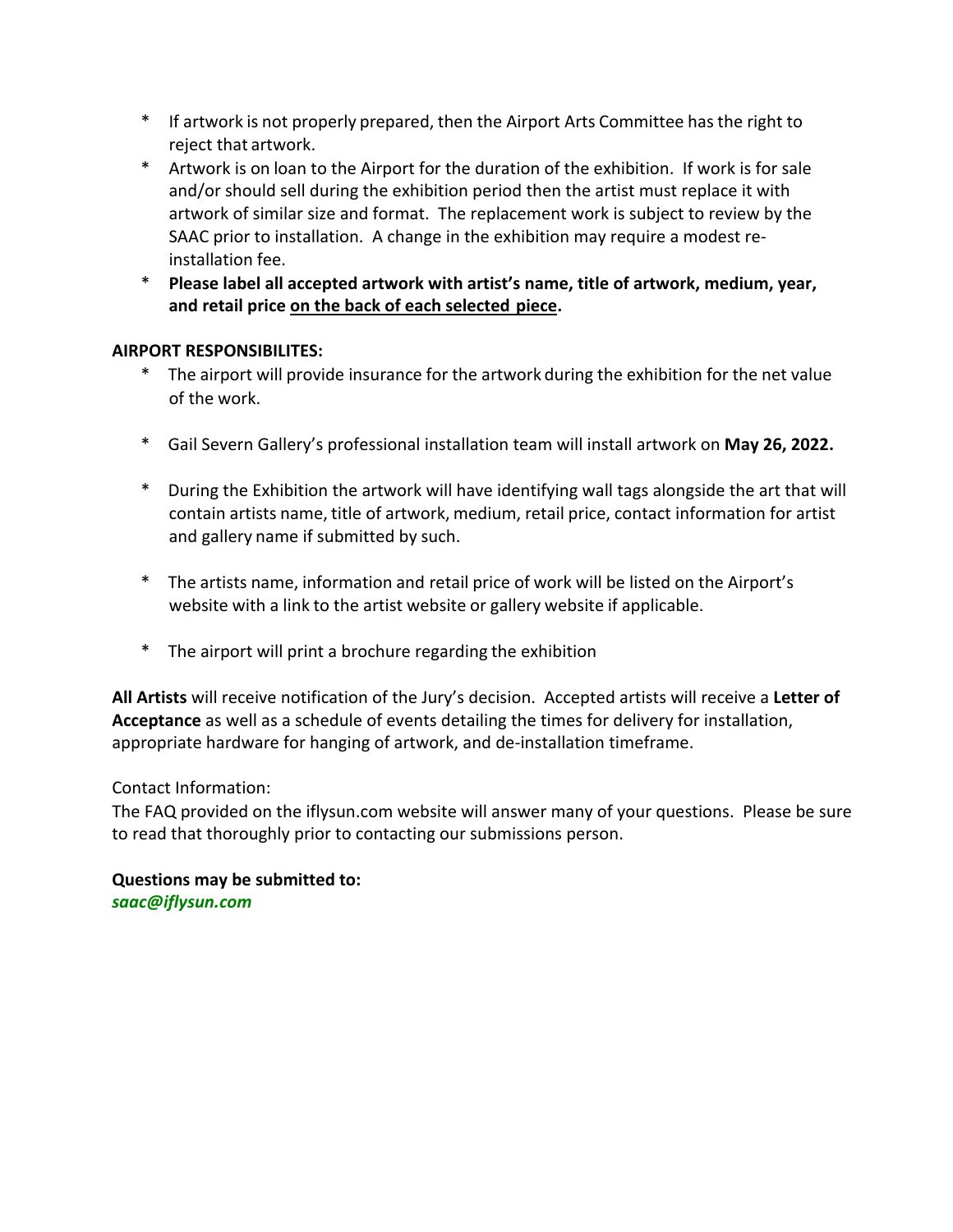* If artwork is not properly prepared, then the Airport Arts Committee has the right to reject that artwork.
* Artwork is on loan to the Airport for the duration of the exhibition. If work is for sale and/or should sell during the exhibition period then the artist must replace it with artwork of similar size and format. The replacement work is subject to review by the SAAC prior to installation. A change in the exhibition may require a modest re-installation fee.
* **Please label all accepted artwork with artist's name, title of artwork, medium, year, and retail price <u>on the back of each selected piece</u>.**

**AIRPORT RESPONSIBILITES:**

* The airport will provide insurance for the artwork during the exhibition for the net value of the work.
* Gail Severn Gallery's professional installation team will install artwork on **May 26, 2022.**
* During the Exhibition the artwork will have identifying wall tags alongside the art that will contain artists name, title of artwork, medium, retail price, contact information for artist and gallery name if submitted by such.
* The artists name, information and retail price of work will be listed on the Airport's website with a link to the artist website or gallery website if applicable.
* The airport will print a brochure regarding the exhibition

**All Artists** will receive notification of the Jury's decision. Accepted artists will receive a **Letter of Acceptance** as well as a schedule of events detailing the times for delivery for installation, appropriate hardware for hanging of artwork, and de-installation timeframe.

Contact Information:
The FAQ provided on the iflysun.com website will answer many of your questions. Please be sure to read that thoroughly prior to contacting our submissions person.

**Questions may be submitted to:**
***saac@iflysun.com***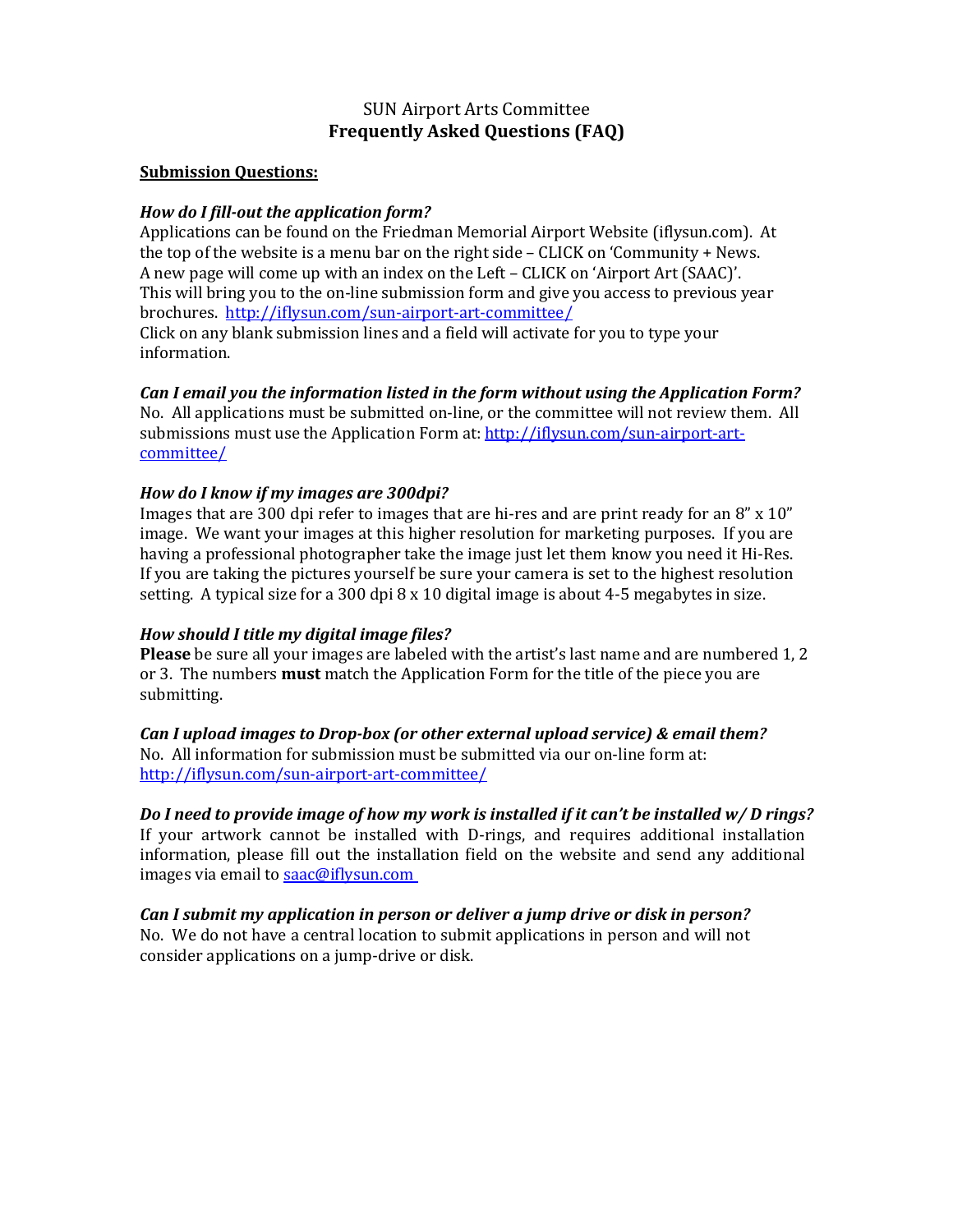SUN Airport Arts Committee

# Frequently Asked Questions (FAQ)

**Submission Questions:**

***How do I fill-out the application form?***

Applications can be found on the Friedman Memorial Airport Website (iflysun.com). At the top of the website is a menu bar on the right side – CLICK on 'Community + News. A new page will come up with an index on the Left – CLICK on 'Airport Art (SAAC)'. This will bring you to the on-line submission form and give you access to previous year brochures. http://iflysun.com/sun-airport-art-committee/

Click on any blank submission lines and a field will activate for you to type your information.

***Can I email you the information listed in the form without using the Application Form?***

No. All applications must be submitted on-line, or the committee will not review them. All submissions must use the Application Form at: http://iflysun.com/sun-airport-art-committee/

***How do I know if my images are 300dpi?***

Images that are 300 dpi refer to images that are hi-res and are print ready for an 8" x 10" image. We want your images at this higher resolution for marketing purposes. If you are having a professional photographer take the image just let them know you need it Hi-Res. If you are taking the pictures yourself be sure your camera is set to the highest resolution setting. A typical size for a 300 dpi 8 x 10 digital image is about 4-5 megabytes in size.

***How should I title my digital image files?***

**Please** be sure all your images are labeled with the artist's last name and are numbered 1, 2 or 3. The numbers **must** match the Application Form for the title of the piece you are submitting.

***Can I upload images to Drop-box (or other external upload service) & email them?***

No. All information for submission must be submitted via our on-line form at: http://iflysun.com/sun-airport-art-committee/

***Do I need to provide image of how my work is installed if it can't be installed w/ D rings?***

If your artwork cannot be installed with D-rings, and requires additional installation information, please fill out the installation field on the website and send any additional images via email to saac@iflysun.com

***Can I submit my application in person or deliver a jump drive or disk in person?***

No. We do not have a central location to submit applications in person and will not consider applications on a jump-drive or disk.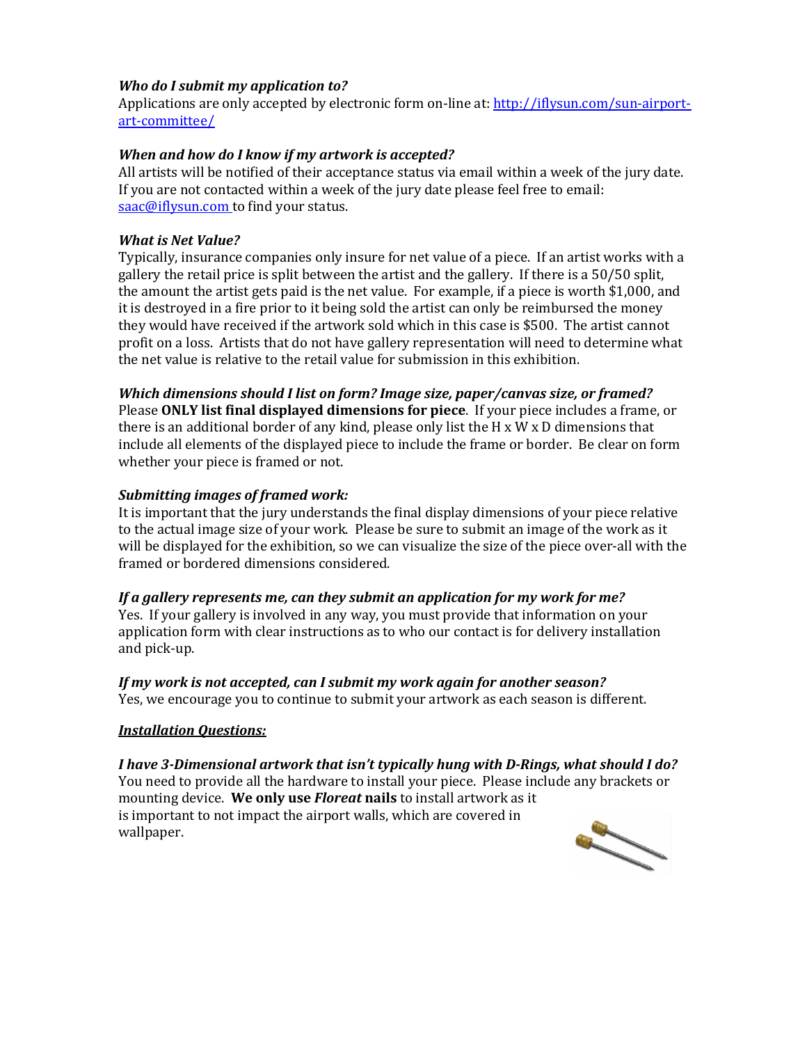***Who do I submit my application to?***
Applications are only accepted by electronic form on-line at: [http://iflysun.com/sun-airport-art-committee/](http://iflysun.com/sun-airport-art-committee/)

***When and how do I know if my artwork is accepted?***
All artists will be notified of their acceptance status via email within a week of the jury date. If you are not contacted within a week of the jury date please feel free to email: [saac@iflysun.com](mailto:saac@iflysun.com) to find your status.

***What is Net Value?***
Typically, insurance companies only insure for net value of a piece. If an artist works with a gallery the retail price is split between the artist and the gallery. If there is a 50/50 split, the amount the artist gets paid is the net value. For example, if a piece is worth $1,000, and it is destroyed in a fire prior to it being sold the artist can only be reimbursed the money they would have received if the artwork sold which in this case is $500. The artist cannot profit on a loss. Artists that do not have gallery representation will need to determine what the net value is relative to the retail value for submission in this exhibition.

***Which dimensions should I list on form? Image size, paper/canvas size, or framed?***
Please **ONLY list final displayed dimensions for piece**. If your piece includes a frame, or there is an additional border of any kind, please only list the H x W x D dimensions that include all elements of the displayed piece to include the frame or border. Be clear on form whether your piece is framed or not.

***Submitting images of framed work:***
It is important that the jury understands the final display dimensions of your piece relative to the actual image size of your work. Please be sure to submit an image of the work as it will be displayed for the exhibition, so we can visualize the size of the piece over-all with the framed or bordered dimensions considered.

***If a gallery represents me, can they submit an application for my work for me?***
Yes. If your gallery is involved in any way, you must provide that information on your application form with clear instructions as to who our contact is for delivery installation and pick-up.

***If my work is not accepted, can I submit my work again for another season?***
Yes, we encourage you to continue to submit your artwork as each season is different.

***<u>Installation Questions:</u>***

***I have 3-Dimensional artwork that isn't typically hung with D-Rings, what should I do?***
You need to provide all the hardware to install your piece. Please include any brackets or mounting device. **We only use *Floreat* nails** to install artwork as it is important to not impact the airport walls, which are covered in wallpaper.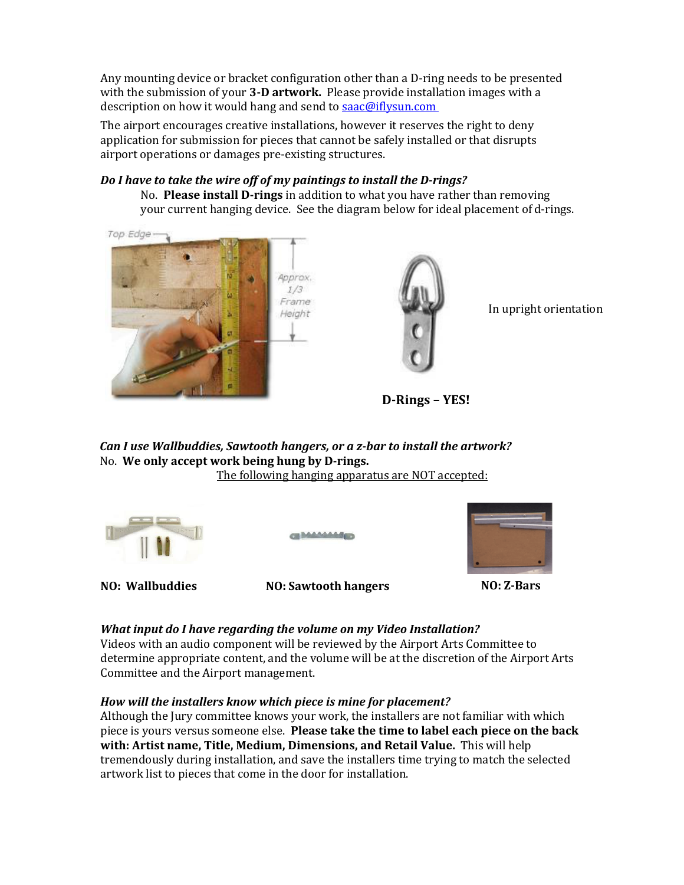Any mounting device or bracket configuration other than a D-ring needs to be presented with the submission of your **3-D artwork.** Please provide installation images with a description on how it would hang and send to [saac@iflysun.com](mailto:saac@iflysun.com)

The airport encourages creative installations, however it reserves the right to deny application for submission for pieces that cannot be safely installed or that disrupts airport operations or damages pre-existing structures.

***Do I have to take the wire off of my paintings to install the D-rings?***

No. **Please install D-rings** in addition to what you have rather than removing your current hanging device. See the diagram below for ideal placement of d-rings.

Top Edge — Approx. 1/3 Frame Height

In upright orientation

**D-Rings – YES!**

***Can I use Wallbuddies, Sawtooth hangers, or a z-bar to install the artwork?***

No. **We only accept work being hung by D-rings.**

The following hanging apparatus are NOT accepted:

**NO: Wallbuddies** **NO: Sawtooth hangers** **NO: Z-Bars**

***What input do I have regarding the volume on my Video Installation?***

Videos with an audio component will be reviewed by the Airport Arts Committee to determine appropriate content, and the volume will be at the discretion of the Airport Arts Committee and the Airport management.

***How will the installers know which piece is mine for placement?***

Although the Jury committee knows your work, the installers are not familiar with which piece is yours versus someone else. **Please take the time to label each piece on the back with: Artist name, Title, Medium, Dimensions, and Retail Value.** This will help tremendously during installation, and save the installers time trying to match the selected artwork list to pieces that come in the door for installation.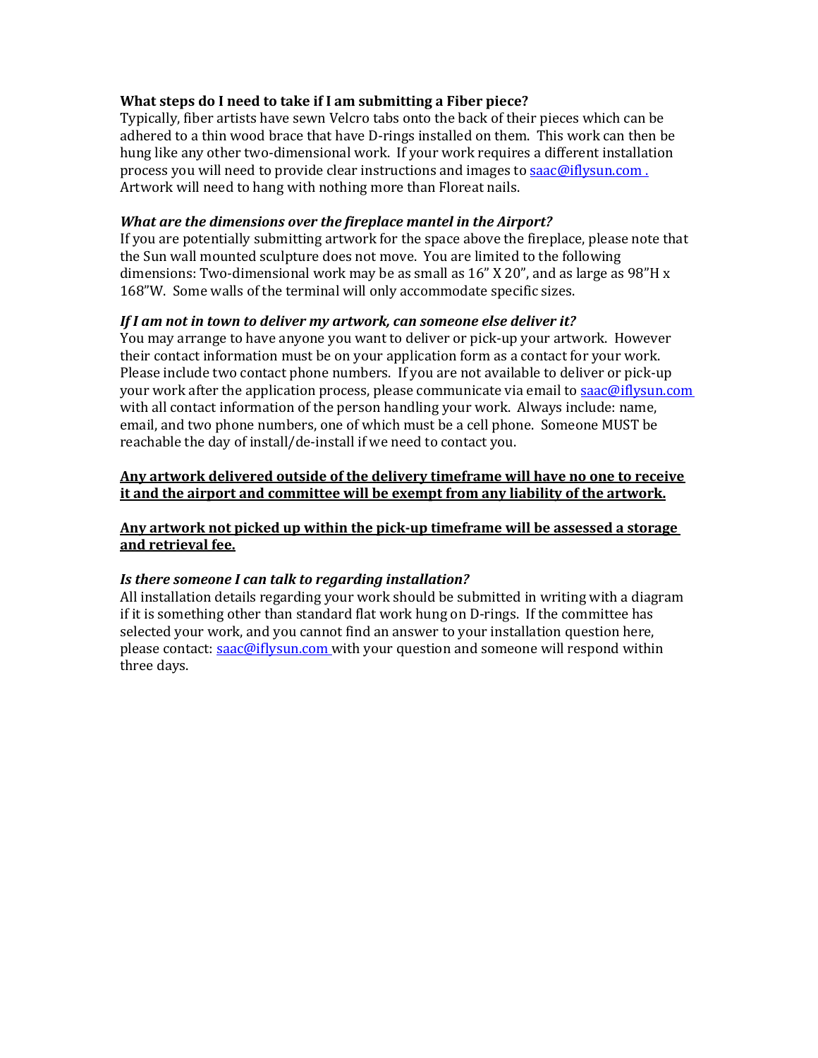**What steps do I need to take if I am submitting a Fiber piece?**
Typically, fiber artists have sewn Velcro tabs onto the back of their pieces which can be adhered to a thin wood brace that have D-rings installed on them. This work can then be hung like any other two-dimensional work. If your work requires a different installation process you will need to provide clear instructions and images to saac@iflysun.com . Artwork will need to hang with nothing more than Floreat nails.

***What are the dimensions over the fireplace mantel in the Airport?***
If you are potentially submitting artwork for the space above the fireplace, please note that the Sun wall mounted sculpture does not move. You are limited to the following dimensions: Two-dimensional work may be as small as 16" X 20", and as large as 98"H x 168"W. Some walls of the terminal will only accommodate specific sizes.

***If I am not in town to deliver my artwork, can someone else deliver it?***
You may arrange to have anyone you want to deliver or pick-up your artwork. However their contact information must be on your application form as a contact for your work. Please include two contact phone numbers. If you are not available to deliver or pick-up your work after the application process, please communicate via email to saac@iflysun.com with all contact information of the person handling your work. Always include: name, email, and two phone numbers, one of which must be a cell phone. Someone MUST be reachable the day of install/de-install if we need to contact you.

**Any artwork delivered outside of the delivery timeframe will have no one to receive it and the airport and committee will be exempt from any liability of the artwork.**

**Any artwork not picked up within the pick-up timeframe will be assessed a storage and retrieval fee.**

***Is there someone I can talk to regarding installation?***
All installation details regarding your work should be submitted in writing with a diagram if it is something other than standard flat work hung on D-rings. If the committee has selected your work, and you cannot find an answer to your installation question here, please contact: saac@iflysun.com with your question and someone will respond within three days.